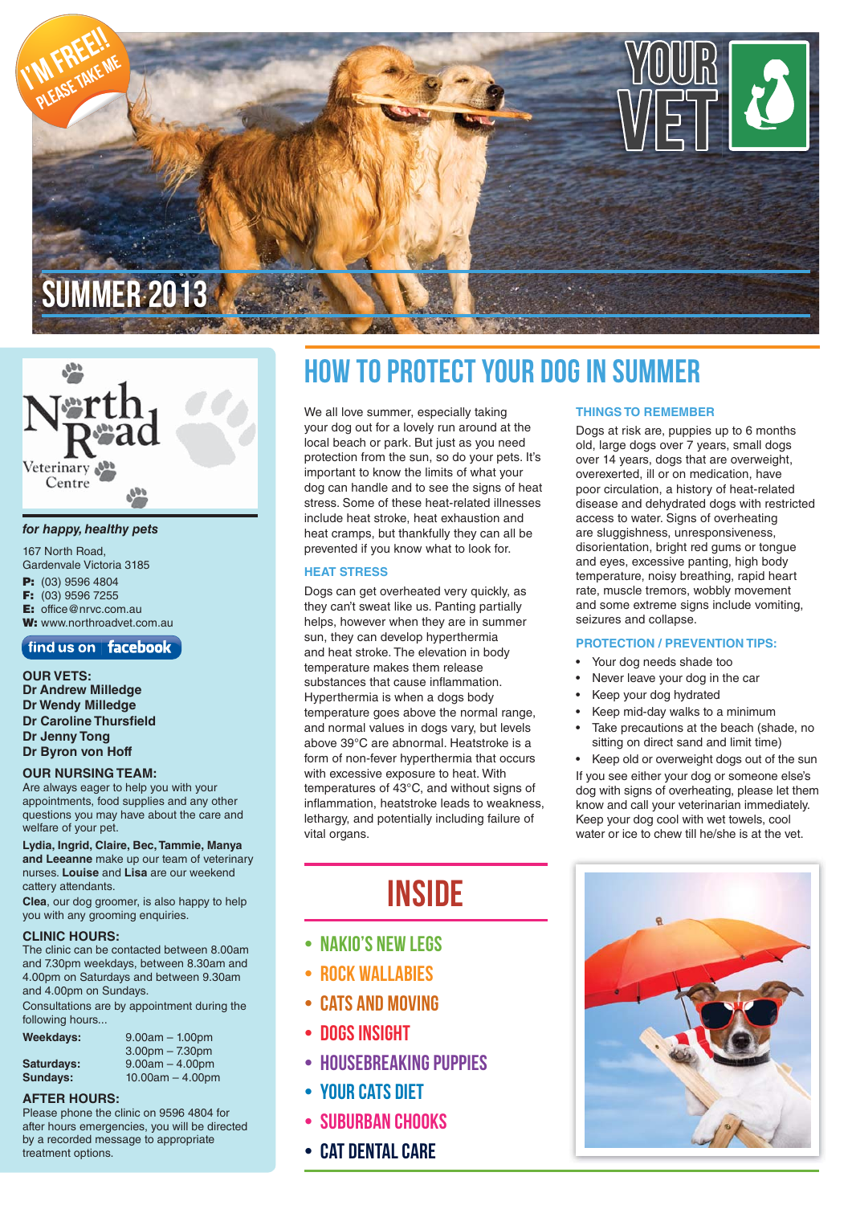I'M FREE!! PLEASE TAKE ME

# YOUR VET

## SUMMER 2013

# North Road Veterinary Centre

*for happy, healthy pets*

167 North Road,
Gardenvale Victoria 3185

**P:** (03) 9596 4804
**F:** (03) 9596 7255
**E:** office@nrvc.com.au
**W:** www.northroadvet.com.au

find us on facebook

### OUR VETS:

**Dr Andrew Milledge**
**Dr Wendy Milledge**
**Dr Caroline Thursfield**
**Dr Jenny Tong**
**Dr Byron von Hoff**

### OUR NURSING TEAM:

Are always eager to help you with your appointments, food supplies and any other questions you may have about the care and welfare of your pet.

**Lydia, Ingrid, Claire, Bec, Tammie, Manya and Leeanne** make up our team of veterinary nurses. **Louise** and **Lisa** are our weekend cattery attendants.

**Clea**, our dog groomer, is also happy to help you with any grooming enquiries.

### CLINIC HOURS:

The clinic can be contacted between 8.00am and 7.30pm weekdays, between 8.30am and 4.00pm on Saturdays and between 9.30am and 4.00pm on Sundays.

Consultations are by appointment during the following hours...

| | |
|---|---|
| **Weekdays:** | 9.00am – 1.00pm |
| | 3.00pm – 7.30pm |
| **Saturdays:** | 9.00am – 4.00pm |
| **Sundays:** | 10.00am – 4.00pm |

### AFTER HOURS:

Please phone the clinic on 9596 4804 for after hours emergencies, you will be directed by a recorded message to appropriate treatment options.

# HOW TO PROTECT YOUR DOG IN SUMMER

We all love summer, especially taking your dog out for a lovely run around at the local beach or park. But just as you need protection from the sun, so do your pets. It's important to know the limits of what your dog can handle and to see the signs of heat stress. Some of these heat-related illnesses include heat stroke, heat exhaustion and heat cramps, but thankfully they can all be prevented if you know what to look for.

### HEAT STRESS

Dogs can get overheated very quickly, as they can't sweat like us. Panting partially helps, however when they are in summer sun, they can develop hyperthermia and heat stroke. The elevation in body temperature makes them release substances that cause inflammation. Hyperthermia is when a dogs body temperature goes above the normal range, and normal values in dogs vary, but levels above 39°C are abnormal. Heatstroke is a form of non-fever hyperthermia that occurs with excessive exposure to heat. With temperatures of 43°C, and without signs of inflammation, heatstroke leads to weakness, lethargy, and potentially including failure of vital organs.

### THINGS TO REMEMBER

Dogs at risk are, puppies up to 6 months old, large dogs over 7 years, small dogs over 14 years, dogs that are overweight, overexerted, ill or on medication, have poor circulation, a history of heat-related disease and dehydrated dogs with restricted access to water. Signs of overheating are sluggishness, unresponsiveness, disorientation, bright red gums or tongue and eyes, excessive panting, high body temperature, noisy breathing, rapid heart rate, muscle tremors, wobbly movement and some extreme signs include vomiting, seizures and collapse.

### PROTECTION / PREVENTION TIPS:

- Your dog needs shade too
- Never leave your dog in the car
- Keep your dog hydrated
- Keep mid-day walks to a minimum
- Take precautions at the beach (shade, no sitting on direct sand and limit time)
- Keep old or overweight dogs out of the sun

If you see either your dog or someone else's dog with signs of overheating, please let them know and call your veterinarian immediately. Keep your dog cool with wet towels, cool water or ice to chew till he/she is at the vet.

# INSIDE

- NAKIO'S NEW LEGS
- ROCK WALLABIES
- CATS AND MOVING
- DOGS INSIGHT
- HOUSEBREAKING PUPPIES
- YOUR CATS DIET
- SUBURBAN CHOOKS
- CAT DENTAL CARE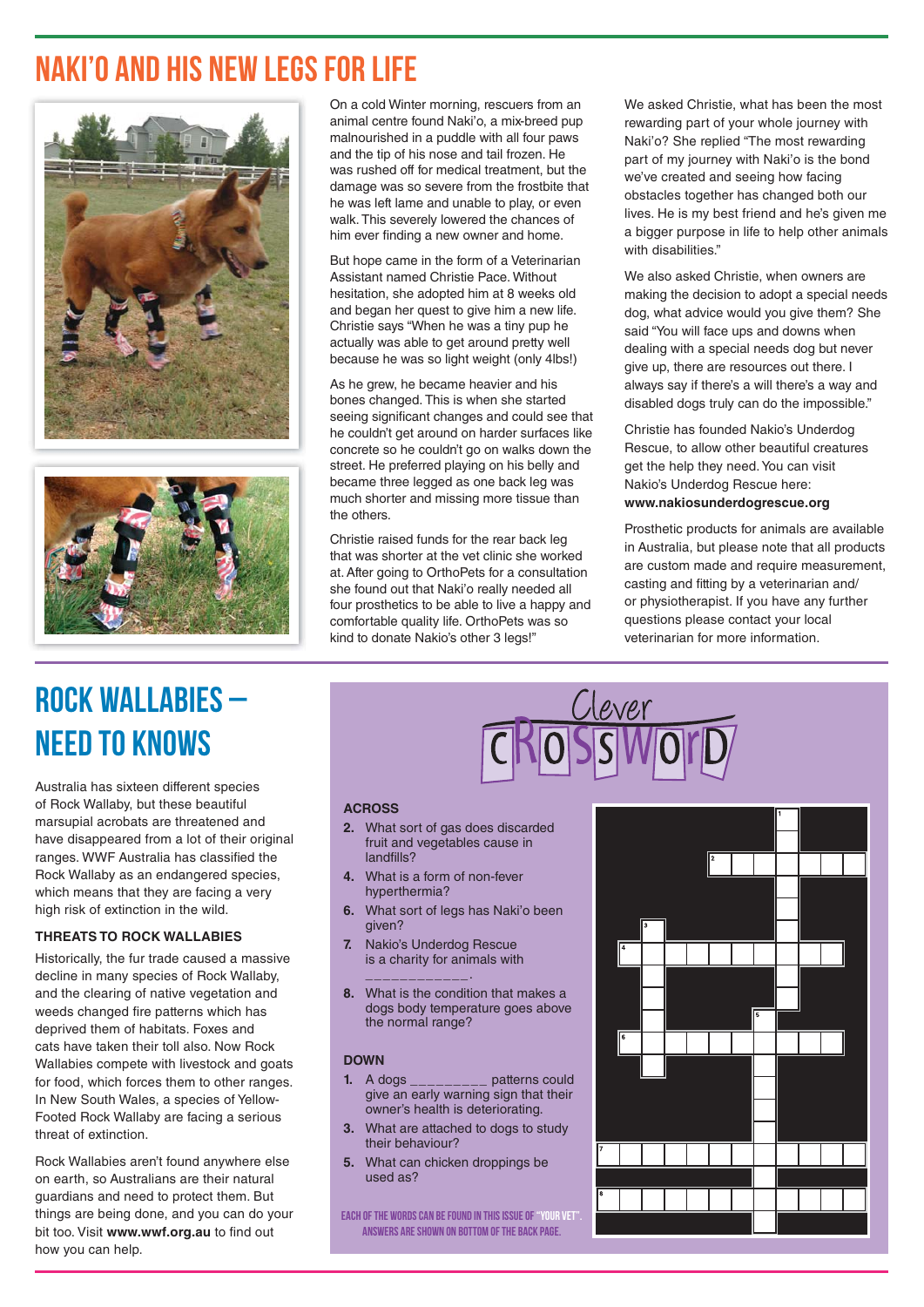# NAKI'O AND HIS NEW LEGS FOR LIFE

On a cold Winter morning, rescuers from an animal centre found Naki'o, a mix-breed pup malnourished in a puddle with all four paws and the tip of his nose and tail frozen. He was rushed off for medical treatment, but the damage was so severe from the frostbite that he was left lame and unable to play, or even walk. This severely lowered the chances of him ever finding a new owner and home.

But hope came in the form of a Veterinarian Assistant named Christie Pace. Without hesitation, she adopted him at 8 weeks old and began her quest to give him a new life. Christie says "When he was a tiny pup he actually was able to get around pretty well because he was so light weight (only 4lbs!)

As he grew, he became heavier and his bones changed. This is when she started seeing significant changes and could see that he couldn't get around on harder surfaces like concrete so he couldn't go on walks down the street. He preferred playing on his belly and became three legged as one back leg was much shorter and missing more tissue than the others.

Christie raised funds for the rear back leg that was shorter at the vet clinic she worked at. After going to OrthoPets for a consultation she found out that Naki'o really needed all four prosthetics to be able to live a happy and comfortable quality life. OrthoPets was so kind to donate Nakio's other 3 legs!"

We asked Christie, what has been the most rewarding part of your whole journey with Naki'o? She replied "The most rewarding part of my journey with Naki'o is the bond we've created and seeing how facing obstacles together has changed both our lives. He is my best friend and he's given me a bigger purpose in life to help other animals with disabilities."

We also asked Christie, when owners are making the decision to adopt a special needs dog, what advice would you give them? She said "You will face ups and downs when dealing with a special needs dog but never give up, there are resources out there. I always say if there's a will there's a way and disabled dogs truly can do the impossible."

Christie has founded Nakio's Underdog Rescue, to allow other beautiful creatures get the help they need. You can visit Nakio's Underdog Rescue here: **www.nakiosunderdogrescue.org**

Prosthetic products for animals are available in Australia, but please note that all products are custom made and require measurement, casting and fitting by a veterinarian and/or physiotherapist. If you have any further questions please contact your local veterinarian for more information.

# ROCK WALLABIES – NEED TO KNOWS

Australia has sixteen different species of Rock Wallaby, but these beautiful marsupial acrobats are threatened and have disappeared from a lot of their original ranges. WWF Australia has classified the Rock Wallaby as an endangered species, which means that they are facing a very high risk of extinction in the wild.

### THREATS TO ROCK WALLABIES

Historically, the fur trade caused a massive decline in many species of Rock Wallaby, and the clearing of native vegetation and weeds changed fire patterns which has deprived them of habitats. Foxes and cats have taken their toll also. Now Rock Wallabies compete with livestock and goats for food, which forces them to other ranges. In New South Wales, a species of Yellow-Footed Rock Wallaby are facing a serious threat of extinction.

Rock Wallabies aren't found anywhere else on earth, so Australians are their natural guardians and need to protect them. But things are being done, and you can do your bit too. Visit **www.wwf.org.au** to find out how you can help.

# Clever CROSSWORD

**ACROSS**

2. What sort of gas does discarded fruit and vegetables cause in landfills?
4. What is a form of non-fever hyperthermia?
6. What sort of legs has Naki'o been given?
7. Nakio's Underdog Rescue is a charity for animals with ___________.
8. What is the condition that makes a dogs body temperature goes above the normal range?

**DOWN**

1. A dogs _________ patterns could give an early warning sign that their owner's health is deteriorating.
3. What are attached to dogs to study their behaviour?
5. What can chicken droppings be used as?

EACH OF THE WORDS CAN BE FOUND IN THIS ISSUE OF "YOUR VET". ANSWERS ARE SHOWN ON BOTTOM OF THE BACK PAGE.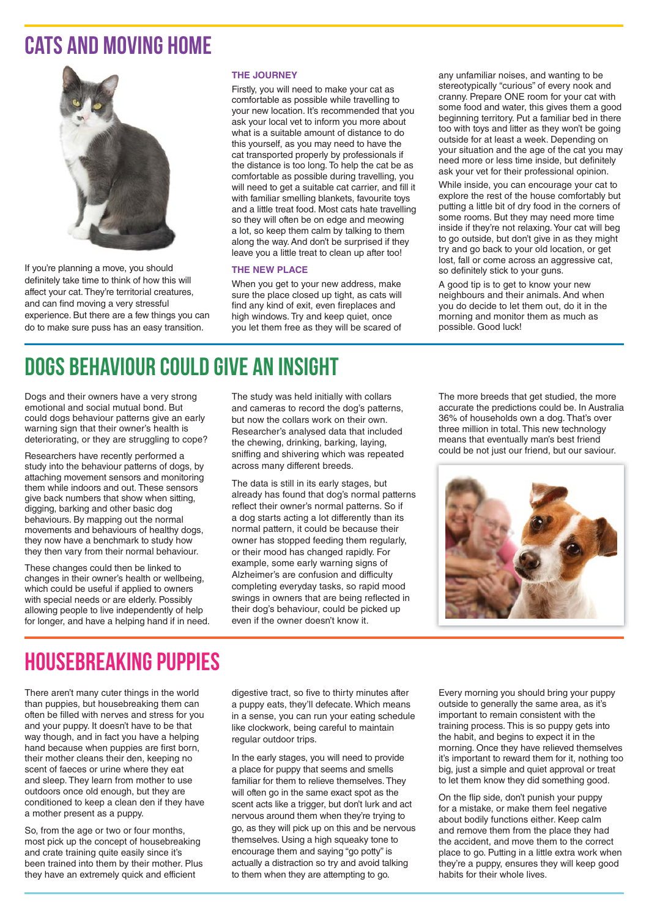# CATS AND MOVING HOME

If you're planning a move, you should definitely take time to think of how this will affect your cat. They're territorial creatures, and can find moving a very stressful experience. But there are a few things you can do to make sure puss has an easy transition.

### THE JOURNEY

Firstly, you will need to make your cat as comfortable as possible while travelling to your new location. It's recommended that you ask your local vet to inform you more about what is a suitable amount of distance to do this yourself, as you may need to have the cat transported properly by professionals if the distance is too long. To help the cat be as comfortable as possible during travelling, you will need to get a suitable cat carrier, and fill it with familiar smelling blankets, favourite toys and a little treat food. Most cats hate travelling so they will often be on edge and meowing a lot, so keep them calm by talking to them along the way. And don't be surprised if they leave you a little treat to clean up after too!

### THE NEW PLACE

When you get to your new address, make sure the place closed up tight, as cats will find any kind of exit, even fireplaces and high windows. Try and keep quiet, once you let them free as they will be scared of any unfamiliar noises, and wanting to be stereotypically "curious" of every nook and cranny. Prepare ONE room for your cat with some food and water, this gives them a good beginning territory. Put a familiar bed in there too with toys and litter as they won't be going outside for at least a week. Depending on your situation and the age of the cat you may need more or less time inside, but definitely ask your vet for their professional opinion.

While inside, you can encourage your cat to explore the rest of the house comfortably but putting a little bit of dry food in the corners of some rooms. But they may need more time inside if they're not relaxing. Your cat will beg to go outside, but don't give in as they might try and go back to your old location, or get lost, fall or come across an aggressive cat, so definitely stick to your guns.

A good tip is to get to know your new neighbours and their animals. And when you do decide to let them out, do it in the morning and monitor them as much as possible. Good luck!

# DOGS BEHAVIOUR COULD GIVE AN INSIGHT

Dogs and their owners have a very strong emotional and social mutual bond. But could dogs behaviour patterns give an early warning sign that their owner's health is deteriorating, or they are struggling to cope?

Researchers have recently performed a study into the behaviour patterns of dogs, by attaching movement sensors and monitoring them while indoors and out. These sensors give back numbers that show when sitting, digging, barking and other basic dog behaviours. By mapping out the normal movements and behaviours of healthy dogs, they now have a benchmark to study how they then vary from their normal behaviour.

These changes could then be linked to changes in their owner's health or wellbeing, which could be useful if applied to owners with special needs or are elderly. Possibly allowing people to live independently of help for longer, and have a helping hand if in need.

The study was held initially with collars and cameras to record the dog's patterns, but now the collars work on their own. Researcher's analysed data that included the chewing, drinking, barking, laying, sniffing and shivering which was repeated across many different breeds.

The data is still in its early stages, but already has found that dog's normal patterns reflect their owner's normal patterns. So if a dog starts acting a lot differently than its normal pattern, it could be because their owner has stopped feeding them regularly, or their mood has changed rapidly. For example, some early warning signs of Alzheimer's are confusion and difficulty completing everyday tasks, so rapid mood swings in owners that are being reflected in their dog's behaviour, could be picked up even if the owner doesn't know it.

The more breeds that get studied, the more accurate the predictions could be. In Australia 36% of households own a dog. That's over three million in total. This new technology means that eventually man's best friend could be not just our friend, but our saviour.

# HOUSEBREAKING PUPPIES

There aren't many cuter things in the world than puppies, but housebreaking them can often be filled with nerves and stress for you and your puppy. It doesn't have to be that way though, and in fact you have a helping hand because when puppies are first born, their mother cleans their den, keeping no scent of faeces or urine where they eat and sleep. They learn from mother to use outdoors once old enough, but they are conditioned to keep a clean den if they have a mother present as a puppy.

So, from the age or two or four months, most pick up the concept of housebreaking and crate training quite easily since it's been trained into them by their mother. Plus they have an extremely quick and efficient digestive tract, so five to thirty minutes after a puppy eats, they'll defecate. Which means in a sense, you can run your eating schedule like clockwork, being careful to maintain regular outdoor trips.

In the early stages, you will need to provide a place for puppy that seems and smells familiar for them to relieve themselves. They will often go in the same exact spot as the scent acts like a trigger, but don't lurk and act nervous around them when they're trying to go, as they will pick up on this and be nervous themselves. Using a high squeaky tone to encourage them and saying "go potty" is actually a distraction so try and avoid talking to them when they are attempting to go.

Every morning you should bring your puppy outside to generally the same area, as it's important to remain consistent with the training process. This is so puppy gets into the habit, and begins to expect it in the morning. Once they have relieved themselves it's important to reward them for it, nothing too big, just a simple and quiet approval or treat to let them know they did something good.

On the flip side, don't punish your puppy for a mistake, or make them feel negative about bodily functions either. Keep calm and remove them from the place they had the accident, and move them to the correct place to go. Putting in a little extra work when they're a puppy, ensures they will keep good habits for their whole lives.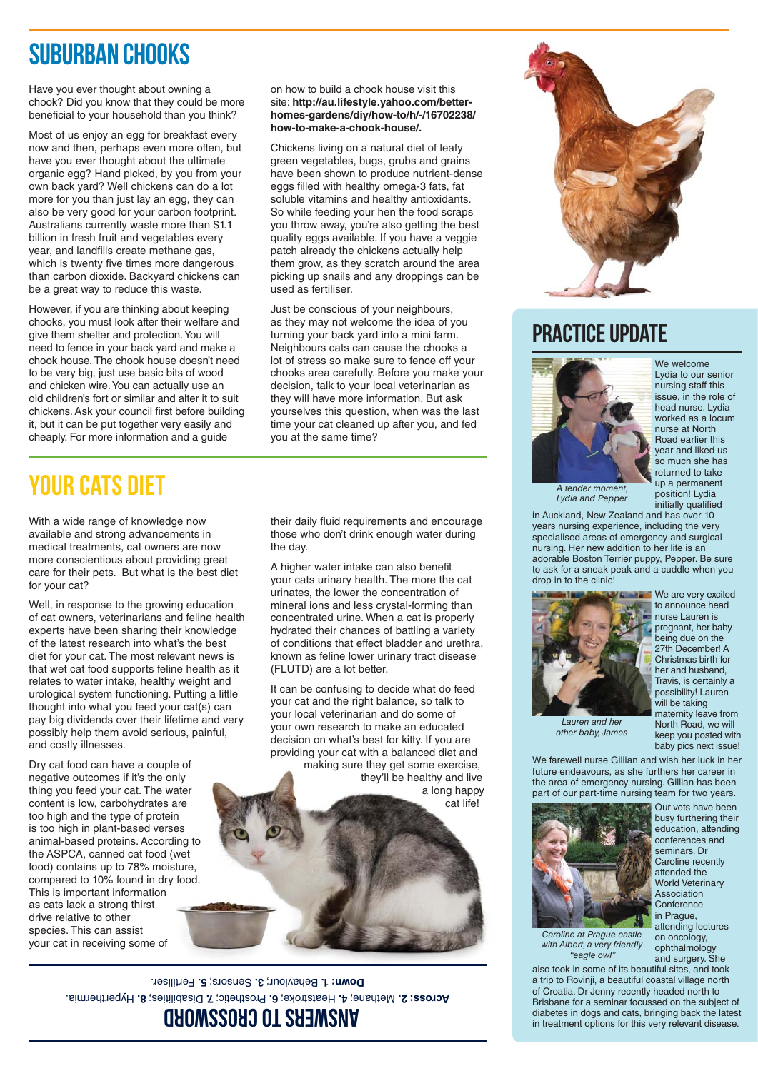## SUBURBAN CHOOKS

Have you ever thought about owning a chook? Did you know that they could be more beneficial to your household than you think?

Most of us enjoy an egg for breakfast every now and then, perhaps even more often, but have you ever thought about the ultimate organic egg? Hand picked, by you from your own back yard? Well chickens can do a lot more for you than just lay an egg, they can also be very good for your carbon footprint. Australians currently waste more than $1.1 billion in fresh fruit and vegetables every year, and landfills create methane gas, which is twenty five times more dangerous than carbon dioxide. Backyard chickens can be a great way to reduce this waste.

However, if you are thinking about keeping chooks, you must look after their welfare and give them shelter and protection. You will need to fence in your back yard and make a chook house. The chook house doesn't need to be very big, just use basic bits of wood and chicken wire. You can actually use an old children's fort or similar and alter it to suit chickens. Ask your council first before building it, but it can be put together very easily and cheaply. For more information and a guide on how to build a chook house visit this site: **http://au.lifestyle.yahoo.com/better-homes-gardens/diy/how-to/h/-/16702238/how-to-make-a-chook-house/.**

Chickens living on a natural diet of leafy green vegetables, bugs, grubs and grains have been shown to produce nutrient-dense eggs filled with healthy omega-3 fats, fat soluble vitamins and healthy antioxidants. So while feeding your hen the food scraps you throw away, you're also getting the best quality eggs available. If you have a veggie patch already the chickens actually help them grow, as they scratch around the area picking up snails and any droppings can be used as fertiliser.

Just be conscious of your neighbours, as they may not welcome the idea of you turning your back yard into a mini farm. Neighbours cats can cause the chooks a lot of stress so make sure to fence off your chooks area carefully. Before you make your decision, talk to your local veterinarian as they will have more information. But ask yourselves this question, when was the last time your cat cleaned up after you, and fed you at the same time?

## YOUR CATS DIET

With a wide range of knowledge now available and strong advancements in medical treatments, cat owners are now more conscientious about providing great care for their pets. But what is the best diet for your cat?

Well, in response to the growing education of cat owners, veterinarians and feline health experts have been sharing their knowledge of the latest research into what's the best diet for your cat. The most relevant news is that wet cat food supports feline health as it relates to water intake, healthy weight and urological system functioning. Putting a little thought into what you feed your cat(s) can pay big dividends over their lifetime and very possibly help them avoid serious, painful, and costly illnesses.

Dry cat food can have a couple of negative outcomes if it's the only thing you feed your cat. The water content is low, carbohydrates are too high and the type of protein is too high in plant-based verses animal-based proteins. According to the ASPCA, canned cat food (wet food) contains up to 78% moisture, compared to 10% found in dry food. This is important information as cats lack a strong thirst drive relative to other species. This can assist your cat in receiving some of their daily fluid requirements and encourage those who don't drink enough water during the day.

A higher water intake can also benefit your cats urinary health. The more the cat urinates, the lower the concentration of mineral ions and less crystal-forming than concentrated urine. When a cat is properly hydrated their chances of battling a variety of conditions that effect bladder and urethra, known as feline lower urinary tract disease (FLUTD) are a lot better.

It can be confusing to decide what do feed your cat and the right balance, so talk to your local veterinarian and do some of your own research to make an educated decision on what's best for kitty. If you are providing your cat with a balanced diet and making sure they get some exercise, they'll be healthy and live a long happy cat life!

## ANSWERS TO CROSSWORD

**Across: 2.** Methane; **4.** Heatstroke; **6.** Prosthetic; **7.** Disabilities; **8.** Hyperthermia.

**Down: 1.** Behaviour; **3.** Sensors; **5.** Fertiliser.

## PRACTICE UPDATE

*A tender moment, Lydia and Pepper*

We welcome Lydia to our senior nursing staff this issue, in the role of head nurse. Lydia worked as a locum nurse at North Road earlier this year and liked us so much she has returned to take up a permanent position! Lydia initially qualified in Auckland, New Zealand and has over 10 years nursing experience, including the very specialised areas of emergency and surgical nursing. Her new addition to her life is an adorable Boston Terrier puppy, Pepper. Be sure to ask for a sneak peak and a cuddle when you drop in to the clinic!

*Lauren and her other baby, James*

We are very excited to announce head nurse Lauren is pregnant, her baby being due on the 27th December! A Christmas birth for her and husband, Travis, is certainly a possibility! Lauren will be taking maternity leave from North Road, we will keep you posted with baby pics next issue!

We farewell nurse Gillian and wish her luck in her future endeavours, as she furthers her career in the area of emergency nursing. Gillian has been part of our part-time nursing team for two years.

*Caroline at Prague castle with Albert, a very friendly "eagle owl"*

Our vets have been busy furthering their education, attending conferences and seminars. Dr Caroline recently attended the World Veterinary Association Conference in Prague, attending lectures on oncology, ophthalmology and surgery. She also took in some of its beautiful sites, and took a trip to Rovinji, a beautiful coastal village north of Croatia. Dr Jenny recently headed north to Brisbane for a seminar focussed on the subject of diabetes in dogs and cats, bringing back the latest in treatment options for this very relevant disease.